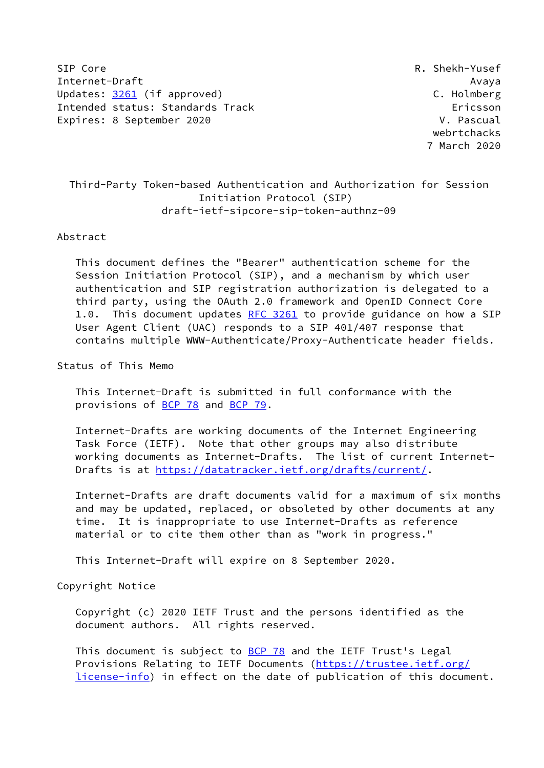SIP Core — R. Shekh-Yusef
Internet-Draft — Avaya
Updates: 3261 (if approved) — C. Holmberg
Intended status: Standards Track — Ericsson
Expires: 8 September 2020 — V. Pascual
webrtchacks
7 March 2020

# Third-Party Token-based Authentication and Authorization for Session Initiation Protocol (SIP)

draft-ietf-sipcore-sip-token-authnz-09

## Abstract

This document defines the "Bearer" authentication scheme for the Session Initiation Protocol (SIP), and a mechanism by which user authentication and SIP registration authorization is delegated to a third party, using the OAuth 2.0 framework and OpenID Connect Core 1.0. This document updates RFC 3261 to provide guidance on how a SIP User Agent Client (UAC) responds to a SIP 401/407 response that contains multiple WWW-Authenticate/Proxy-Authenticate header fields.

## Status of This Memo

This Internet-Draft is submitted in full conformance with the provisions of BCP 78 and BCP 79.

Internet-Drafts are working documents of the Internet Engineering Task Force (IETF). Note that other groups may also distribute working documents as Internet-Drafts. The list of current Internet-Drafts is at https://datatracker.ietf.org/drafts/current/.

Internet-Drafts are draft documents valid for a maximum of six months and may be updated, replaced, or obsoleted by other documents at any time. It is inappropriate to use Internet-Drafts as reference material or to cite them other than as "work in progress."

This Internet-Draft will expire on 8 September 2020.

## Copyright Notice

Copyright (c) 2020 IETF Trust and the persons identified as the document authors. All rights reserved.

This document is subject to BCP 78 and the IETF Trust's Legal Provisions Relating to IETF Documents (https://trustee.ietf.org/license-info) in effect on the date of publication of this document.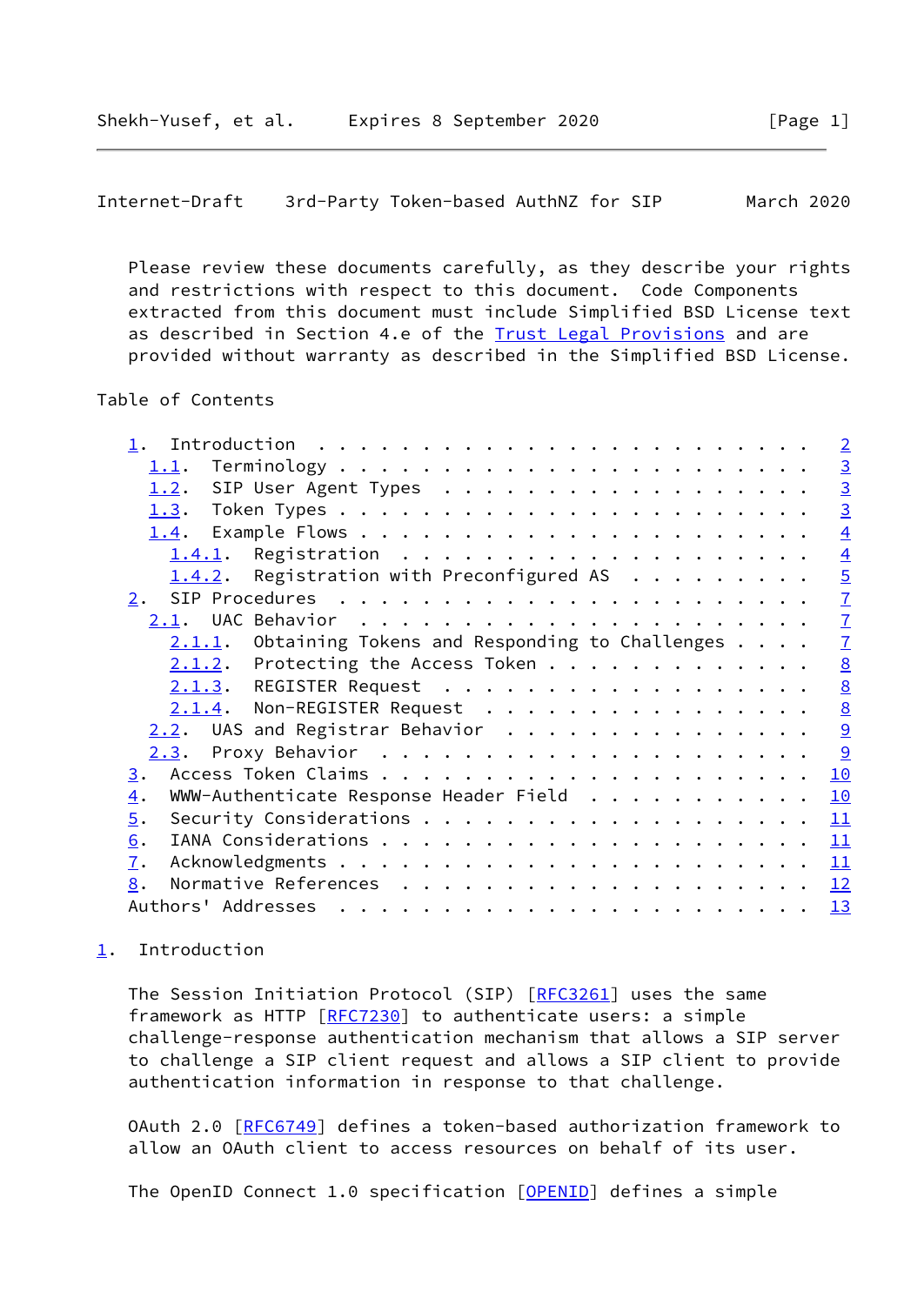Please review these documents carefully, as they describe your rights and restrictions with respect to this document. Code Components extracted from this document must include Simplified BSD License text as described in Section 4.e of the Trust Legal Provisions and are provided without warranty as described in the Simplified BSD License.

Table of Contents

- 1. Introduction . . . . . . . . . . . . . . . . . . . . . . . . 2
  - 1.1. Terminology . . . . . . . . . . . . . . . . . . . . . . . 3
  - 1.2. SIP User Agent Types . . . . . . . . . . . . . . . . . . 3
  - 1.3. Token Types . . . . . . . . . . . . . . . . . . . . . . . 3
  - 1.4. Example Flows . . . . . . . . . . . . . . . . . . . . . . 4
    - 1.4.1. Registration . . . . . . . . . . . . . . . . . . . . 4
    - 1.4.2. Registration with Preconfigured AS . . . . . . . . . 5
- 2. SIP Procedures . . . . . . . . . . . . . . . . . . . . . . . 7
  - 2.1. UAC Behavior . . . . . . . . . . . . . . . . . . . . . . 7
    - 2.1.1. Obtaining Tokens and Responding to Challenges . . . . 7
    - 2.1.2. Protecting the Access Token . . . . . . . . . . . . . 8
    - 2.1.3. REGISTER Request . . . . . . . . . . . . . . . . . . 8
    - 2.1.4. Non-REGISTER Request . . . . . . . . . . . . . . . . 8
  - 2.2. UAS and Registrar Behavior . . . . . . . . . . . . . . . 9
  - 2.3. Proxy Behavior . . . . . . . . . . . . . . . . . . . . . 9
- 3. Access Token Claims . . . . . . . . . . . . . . . . . . . . . 10
- 4. WWW-Authenticate Response Header Field . . . . . . . . . . . 10
- 5. Security Considerations . . . . . . . . . . . . . . . . . . . 11
- 6. IANA Considerations . . . . . . . . . . . . . . . . . . . . . 11
- 7. Acknowledgments . . . . . . . . . . . . . . . . . . . . . . . 11
- 8. Normative References . . . . . . . . . . . . . . . . . . . . 12
- Authors' Addresses . . . . . . . . . . . . . . . . . . . . . . . 13

## 1. Introduction

The Session Initiation Protocol (SIP) [RFC3261] uses the same framework as HTTP [RFC7230] to authenticate users: a simple challenge-response authentication mechanism that allows a SIP server to challenge a SIP client request and allows a SIP client to provide authentication information in response to that challenge.

OAuth 2.0 [RFC6749] defines a token-based authorization framework to allow an OAuth client to access resources on behalf of its user.

The OpenID Connect 1.0 specification [OPENID] defines a simple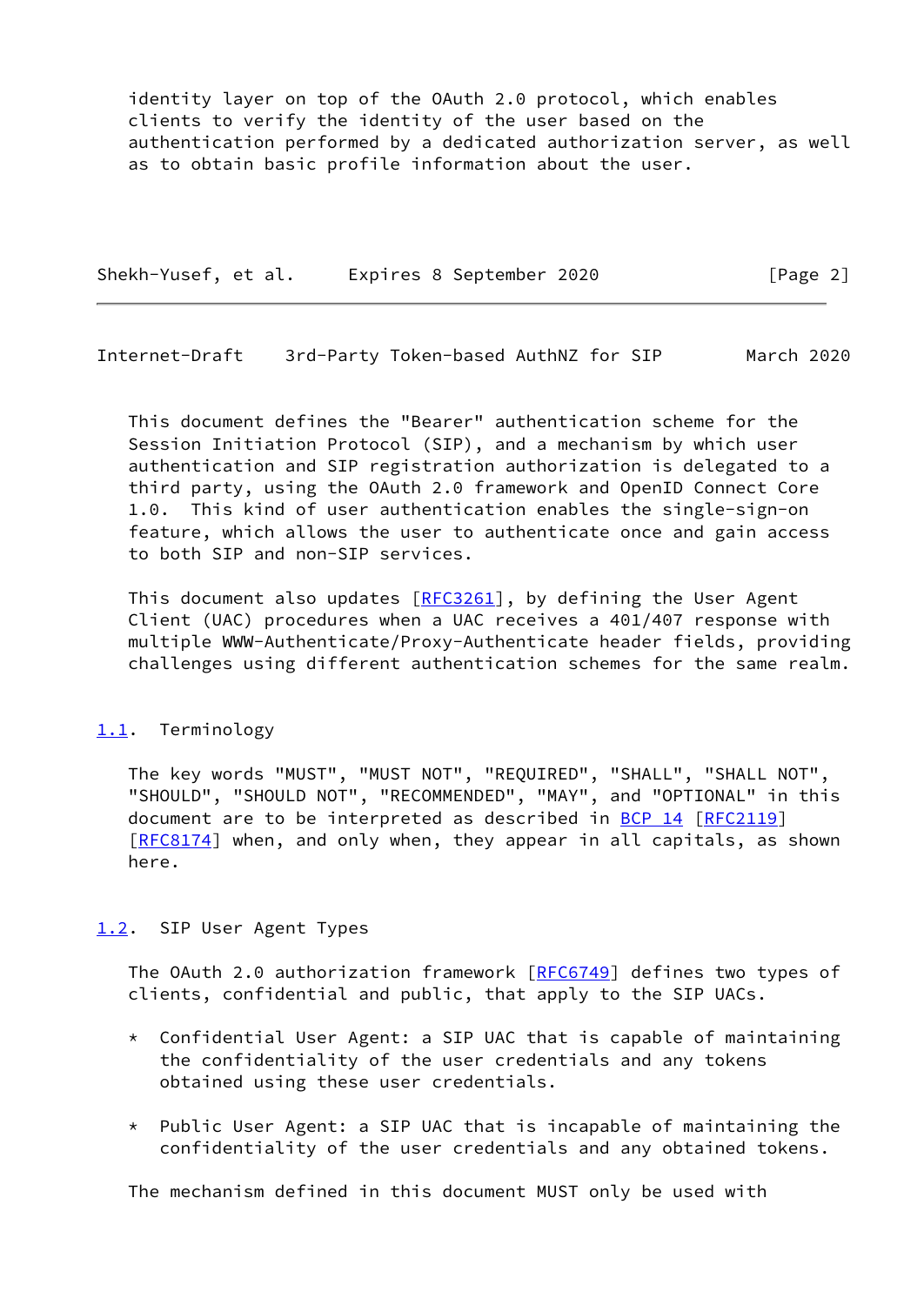identity layer on top of the OAuth 2.0 protocol, which enables clients to verify the identity of the user based on the authentication performed by a dedicated authorization server, as well as to obtain basic profile information about the user.

This document defines the "Bearer" authentication scheme for the Session Initiation Protocol (SIP), and a mechanism by which user authentication and SIP registration authorization is delegated to a third party, using the OAuth 2.0 framework and OpenID Connect Core 1.0. This kind of user authentication enables the single-sign-on feature, which allows the user to authenticate once and gain access to both SIP and non-SIP services.

This document also updates [RFC3261], by defining the User Agent Client (UAC) procedures when a UAC receives a 401/407 response with multiple WWW-Authenticate/Proxy-Authenticate header fields, providing challenges using different authentication schemes for the same realm.

### 1.1. Terminology

The key words "MUST", "MUST NOT", "REQUIRED", "SHALL", "SHALL NOT", "SHOULD", "SHOULD NOT", "RECOMMENDED", "MAY", and "OPTIONAL" in this document are to be interpreted as described in BCP 14 [RFC2119] [RFC8174] when, and only when, they appear in all capitals, as shown here.

### 1.2. SIP User Agent Types

The OAuth 2.0 authorization framework [RFC6749] defines two types of clients, confidential and public, that apply to the SIP UACs.

* Confidential User Agent: a SIP UAC that is capable of maintaining the confidentiality of the user credentials and any tokens obtained using these user credentials.

* Public User Agent: a SIP UAC that is incapable of maintaining the confidentiality of the user credentials and any obtained tokens.

The mechanism defined in this document MUST only be used with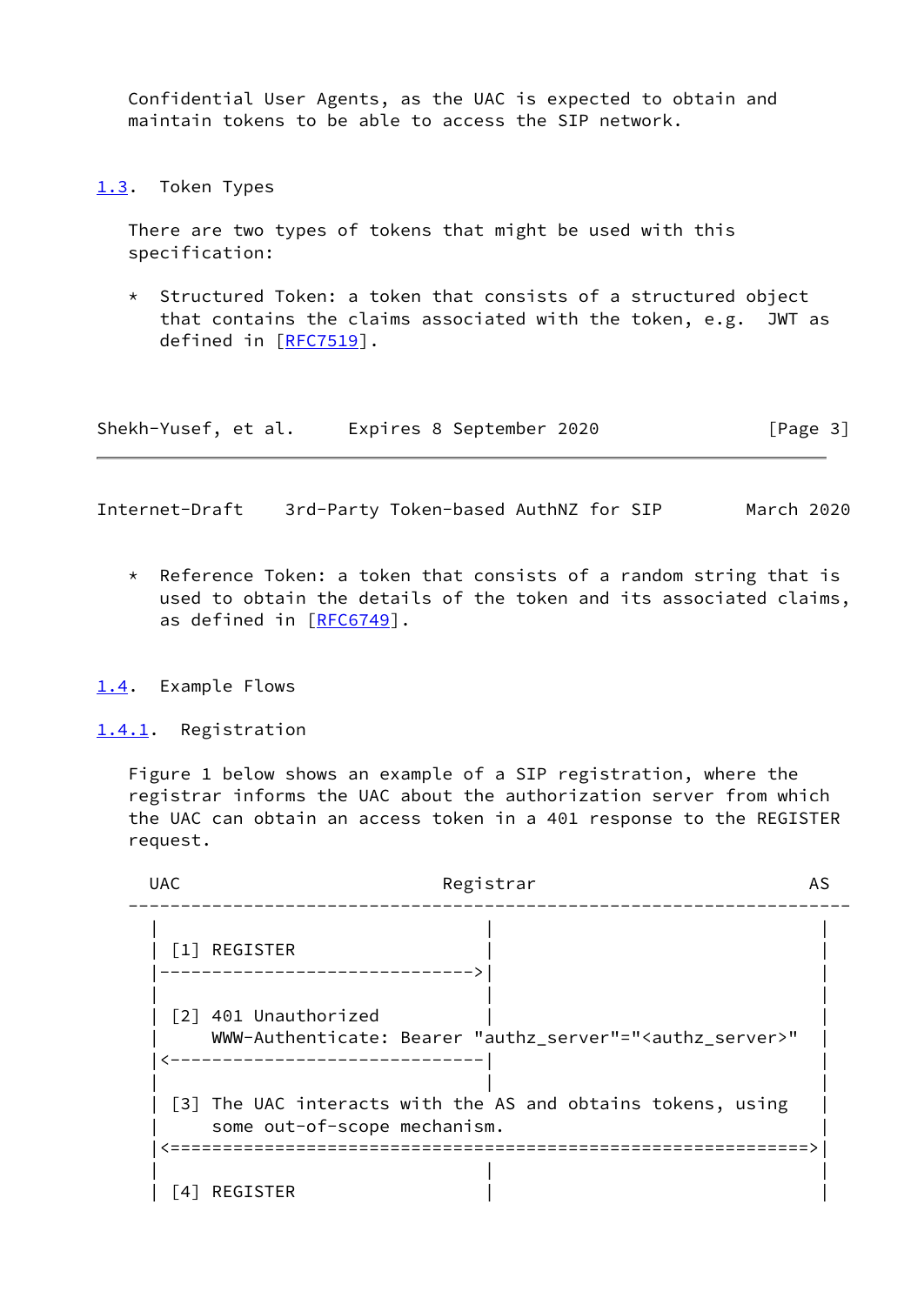Confidential User Agents, as the UAC is expected to obtain and maintain tokens to be able to access the SIP network.

### 1.3. Token Types

There are two types of tokens that might be used with this specification:

* Structured Token: a token that consists of a structured object that contains the claims associated with the token, e.g. JWT as defined in [RFC7519].

* Reference Token: a token that consists of a random string that is used to obtain the details of the token and its associated claims, as defined in [RFC6749].

### 1.4. Example Flows

#### 1.4.1. Registration

Figure 1 below shows an example of a SIP registration, where the registrar informs the UAC about the authorization server from which the UAC can obtain an access token in a 401 response to the REGISTER request.

```
  UAC                           Registrar                         AS
---------------------------------------------------------------------
  |                               |                               |
  | [1] REGISTER                  |                               |
  |------------------------------>|                               |
  |                               |                               |
  | [2] 401 Unauthorized          |                               |
  |     WWW-Authenticate: Bearer "authz_server"="<authz_server>"  |
  |<------------------------------|                               |
  |                               |                               |
  | [3] The UAC interacts with the AS and obtains tokens, using   |
  |     some out-of-scope mechanism.                              |
  |<=============================================================>|
  |                               |                               |
  | [4] REGISTER                  |                               |
```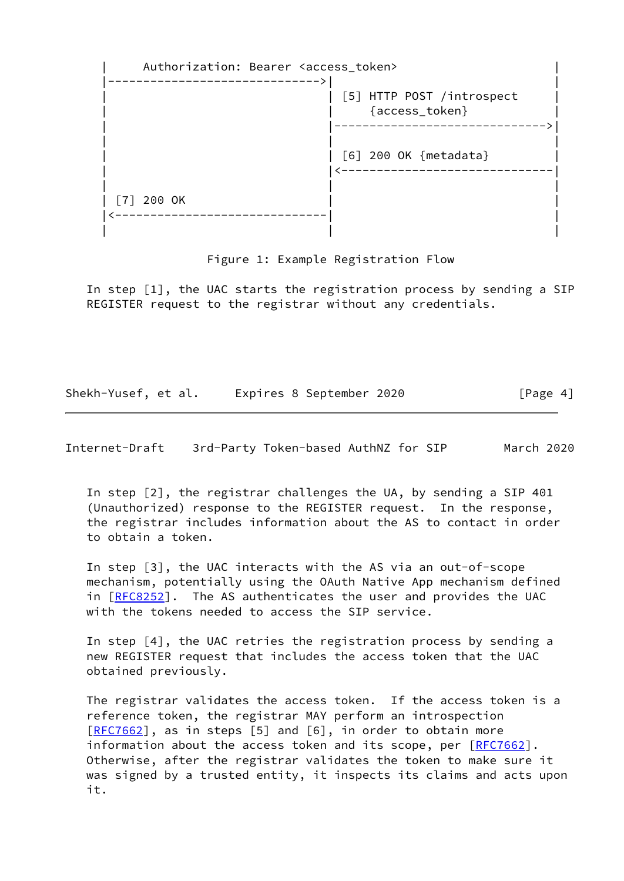```
|     Authorization: Bearer <access_token>                      |
|------------------------------>|                               |
|                               | [5] HTTP POST /introspect     |
|                               |     {access_token}            |
|                               |------------------------------>|
|                               |                               |
|                               | [6] 200 OK {metadata}         |
|                               |<------------------------------|
|                               |                               |
| [7] 200 OK                    |                               |
|<------------------------------|                               |
|                               |                               |
```

Figure 1: Example Registration Flow

In step [1], the UAC starts the registration process by sending a SIP REGISTER request to the registrar without any credentials.

In step [2], the registrar challenges the UA, by sending a SIP 401 (Unauthorized) response to the REGISTER request. In the response, the registrar includes information about the AS to contact in order to obtain a token.

In step [3], the UAC interacts with the AS via an out-of-scope mechanism, potentially using the OAuth Native App mechanism defined in [RFC8252]. The AS authenticates the user and provides the UAC with the tokens needed to access the SIP service.

In step [4], the UAC retries the registration process by sending a new REGISTER request that includes the access token that the UAC obtained previously.

The registrar validates the access token. If the access token is a reference token, the registrar MAY perform an introspection [RFC7662], as in steps [5] and [6], in order to obtain more information about the access token and its scope, per [RFC7662]. Otherwise, after the registrar validates the token to make sure it was signed by a trusted entity, it inspects its claims and acts upon it.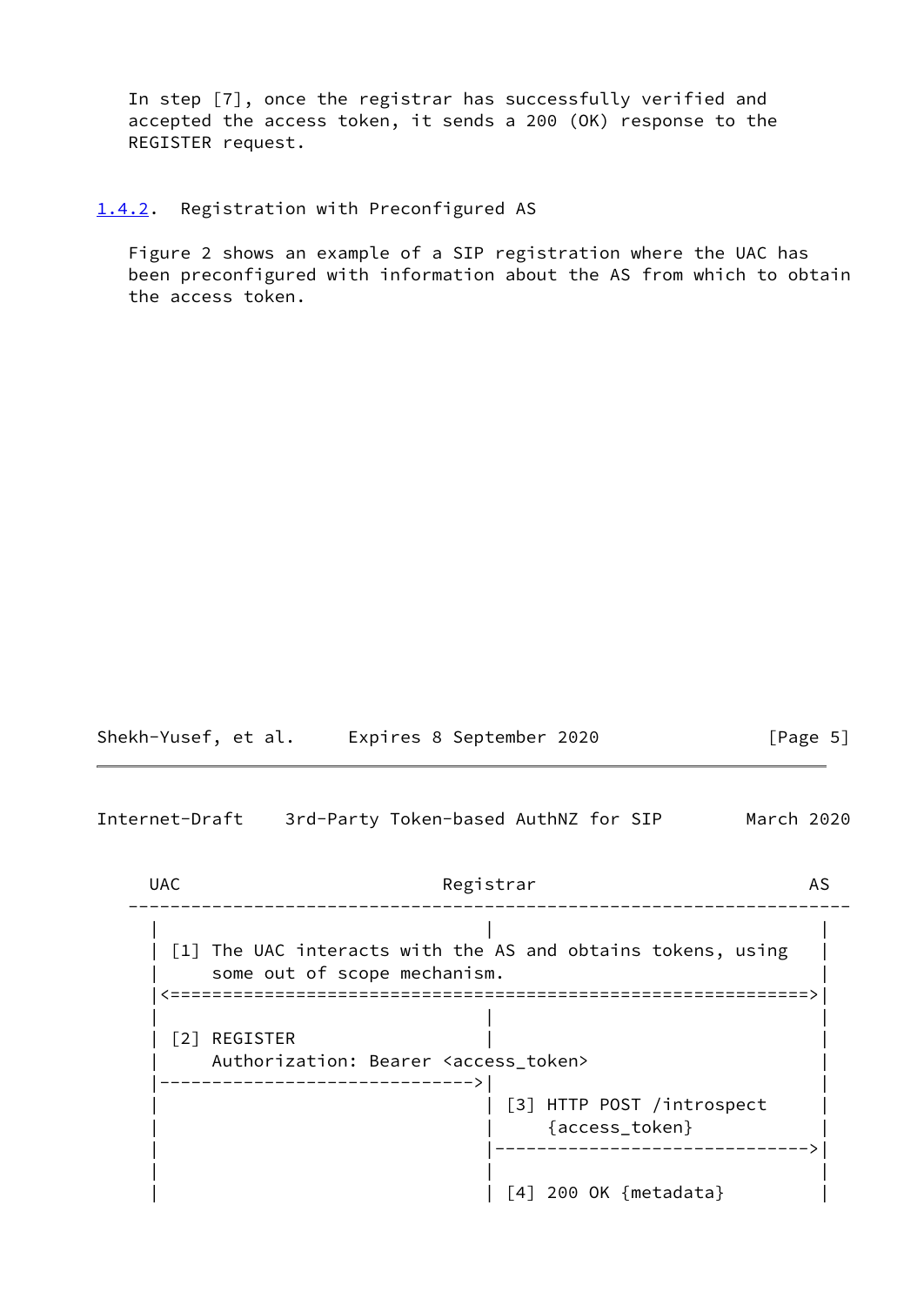In step [7], once the registrar has successfully verified and accepted the access token, it sends a 200 (OK) response to the REGISTER request.

### 1.4.2. Registration with Preconfigured AS

Figure 2 shows an example of a SIP registration where the UAC has been preconfigured with information about the AS from which to obtain the access token.

```
  UAC                         Registrar                          AS
---------------------------------------------------------------------
   |                               |                                |
   | [1] The UAC interacts with the AS and obtains tokens, using    |
   |     some out of scope mechanism.                               |
   |<==============================================================>|
   |                               |                                |
   | [2] REGISTER                  |                                |
   |     Authorization: Bearer <access_token>                       |
   |------------------------------>|                                |
   |                               | [3] HTTP POST /introspect      |
   |                               |     {access_token}             |
   |                               |------------------------------->|
   |                               |                                |
   |                               | [4] 200 OK {metadata}          |
```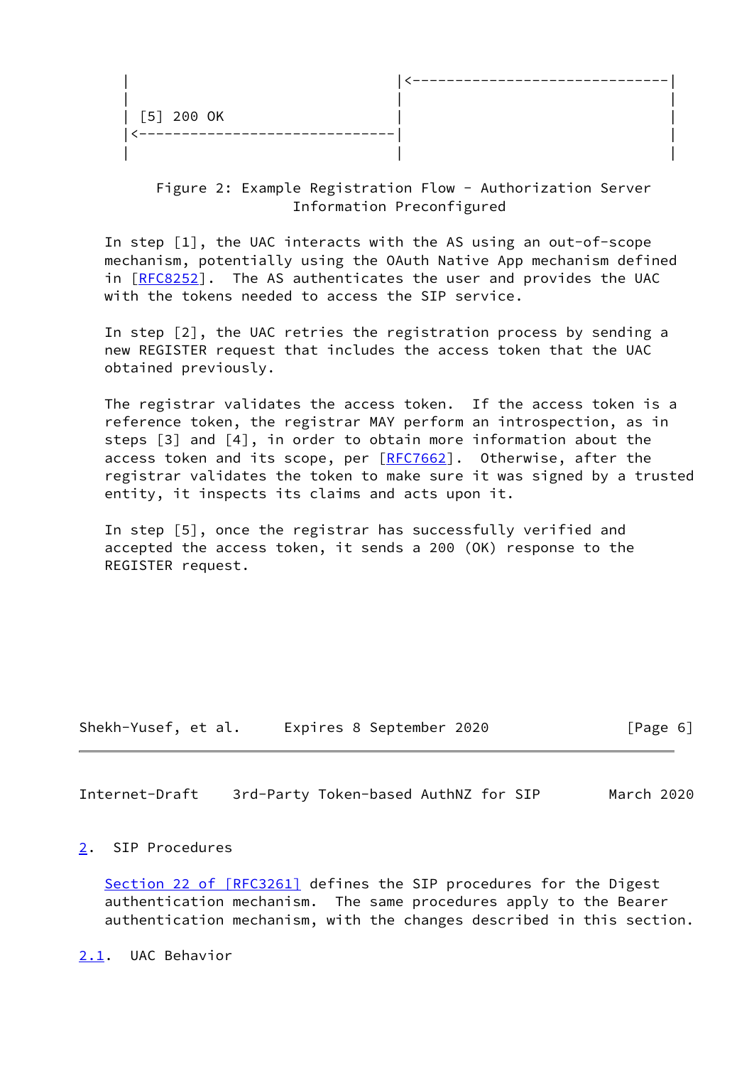```
     |                                |<------------------------------|
     |                                |                               |
     | [5] 200 OK                     |                               |
     |<-------------------------------|                               |
     |                                |                               |
```

Figure 2: Example Registration Flow - Authorization Server Information Preconfigured

In step [1], the UAC interacts with the AS using an out-of-scope mechanism, potentially using the OAuth Native App mechanism defined in [RFC8252]. The AS authenticates the user and provides the UAC with the tokens needed to access the SIP service.

In step [2], the UAC retries the registration process by sending a new REGISTER request that includes the access token that the UAC obtained previously.

The registrar validates the access token. If the access token is a reference token, the registrar MAY perform an introspection, as in steps [3] and [4], in order to obtain more information about the access token and its scope, per [RFC7662]. Otherwise, after the registrar validates the token to make sure it was signed by a trusted entity, it inspects its claims and acts upon it.

In step [5], once the registrar has successfully verified and accepted the access token, it sends a 200 (OK) response to the REGISTER request.

## 2. SIP Procedures

Section 22 of [RFC3261] defines the SIP procedures for the Digest authentication mechanism. The same procedures apply to the Bearer authentication mechanism, with the changes described in this section.

### 2.1. UAC Behavior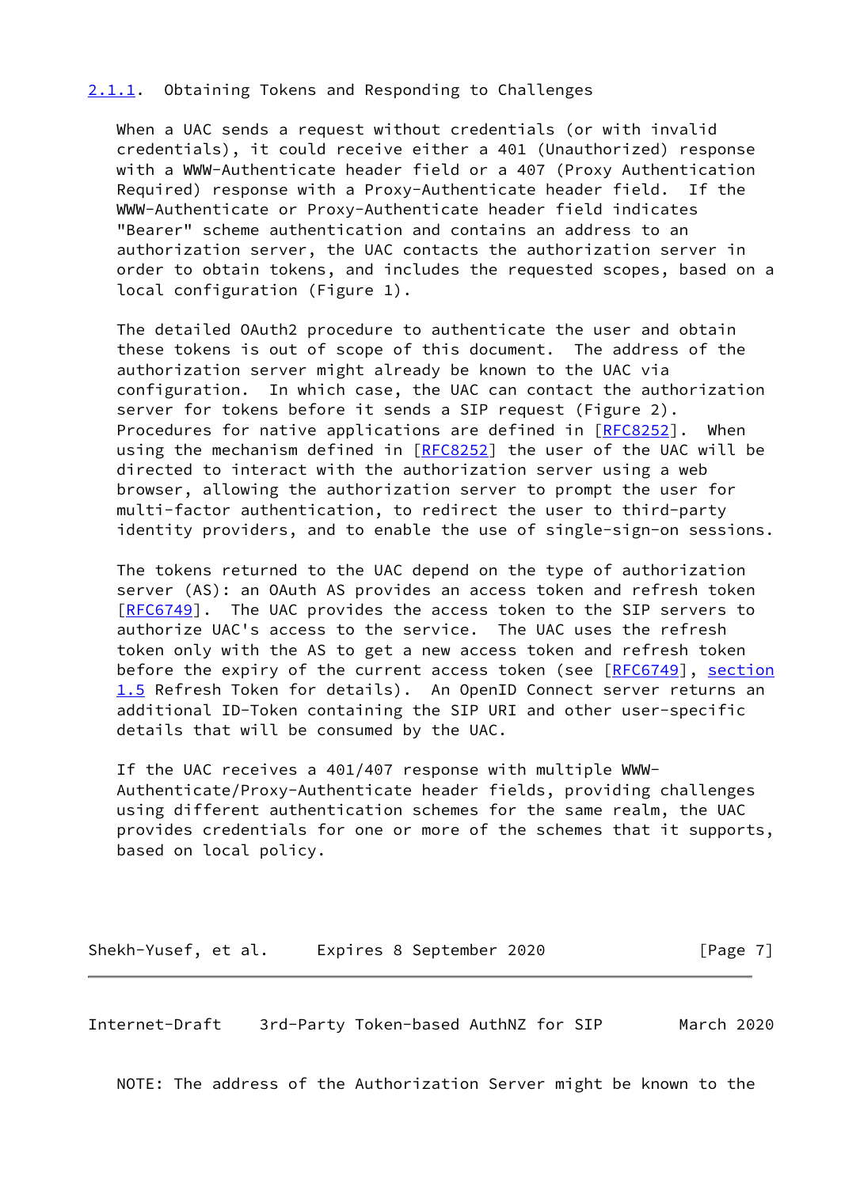### 2.1.1. Obtaining Tokens and Responding to Challenges

When a UAC sends a request without credentials (or with invalid credentials), it could receive either a 401 (Unauthorized) response with a WWW-Authenticate header field or a 407 (Proxy Authentication Required) response with a Proxy-Authenticate header field. If the WWW-Authenticate or Proxy-Authenticate header field indicates "Bearer" scheme authentication and contains an address to an authorization server, the UAC contacts the authorization server in order to obtain tokens, and includes the requested scopes, based on a local configuration (Figure 1).

The detailed OAuth2 procedure to authenticate the user and obtain these tokens is out of scope of this document. The address of the authorization server might already be known to the UAC via configuration. In which case, the UAC can contact the authorization server for tokens before it sends a SIP request (Figure 2). Procedures for native applications are defined in [RFC8252]. When using the mechanism defined in [RFC8252] the user of the UAC will be directed to interact with the authorization server using a web browser, allowing the authorization server to prompt the user for multi-factor authentication, to redirect the user to third-party identity providers, and to enable the use of single-sign-on sessions.

The tokens returned to the UAC depend on the type of authorization server (AS): an OAuth AS provides an access token and refresh token [RFC6749]. The UAC provides the access token to the SIP servers to authorize UAC's access to the service. The UAC uses the refresh token only with the AS to get a new access token and refresh token before the expiry of the current access token (see [RFC6749], section 1.5 Refresh Token for details). An OpenID Connect server returns an additional ID-Token containing the SIP URI and other user-specific details that will be consumed by the UAC.

If the UAC receives a 401/407 response with multiple WWW-Authenticate/Proxy-Authenticate header fields, providing challenges using different authentication schemes for the same realm, the UAC provides credentials for one or more of the schemes that it supports, based on local policy.

NOTE: The address of the Authorization Server might be known to the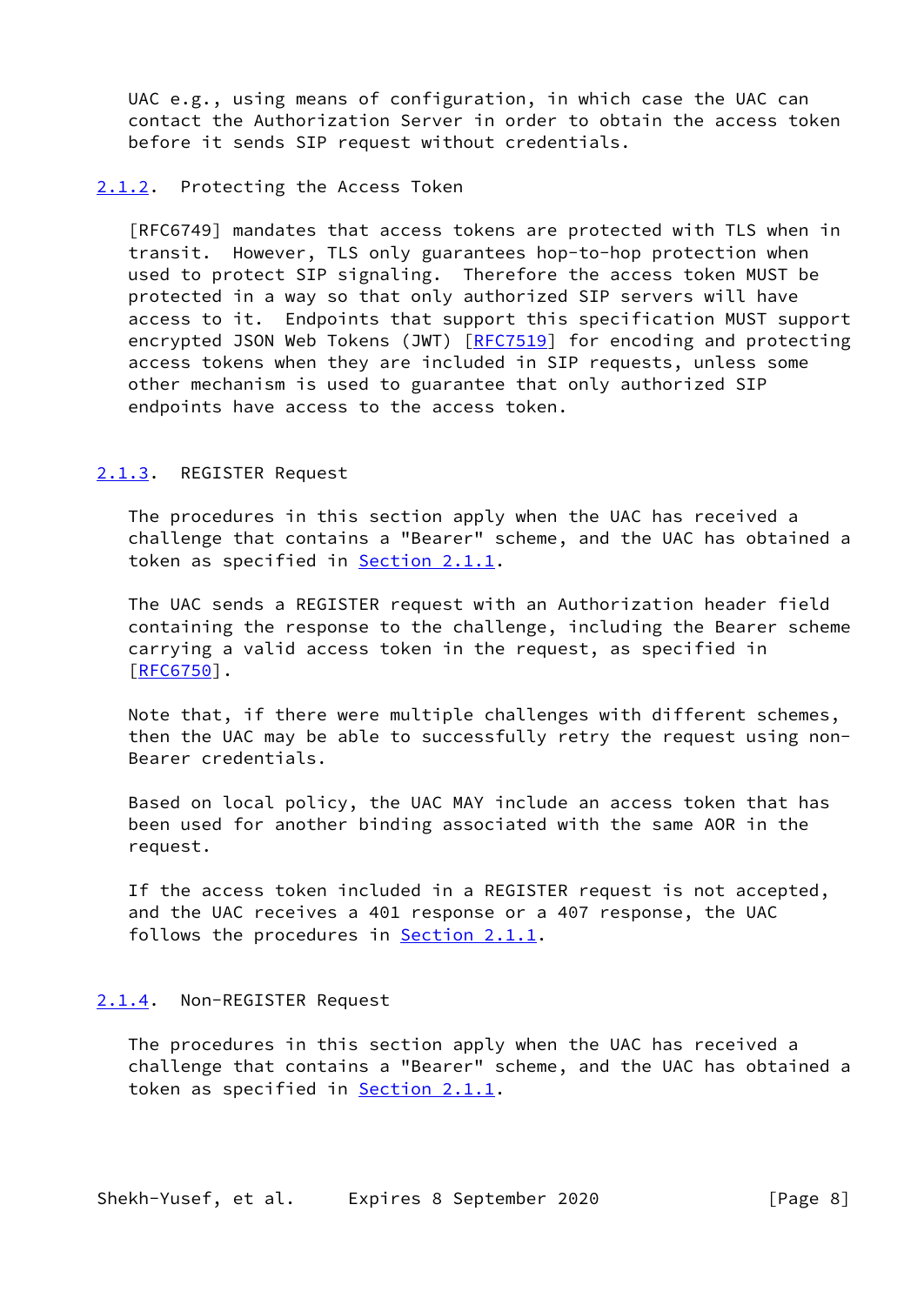UAC e.g., using means of configuration, in which case the UAC can contact the Authorization Server in order to obtain the access token before it sends SIP request without credentials.

### 2.1.2. Protecting the Access Token

[RFC6749] mandates that access tokens are protected with TLS when in transit. However, TLS only guarantees hop-to-hop protection when used to protect SIP signaling. Therefore the access token MUST be protected in a way so that only authorized SIP servers will have access to it. Endpoints that support this specification MUST support encrypted JSON Web Tokens (JWT) [RFC7519] for encoding and protecting access tokens when they are included in SIP requests, unless some other mechanism is used to guarantee that only authorized SIP endpoints have access to the access token.

### 2.1.3. REGISTER Request

The procedures in this section apply when the UAC has received a challenge that contains a "Bearer" scheme, and the UAC has obtained a token as specified in Section 2.1.1.

The UAC sends a REGISTER request with an Authorization header field containing the response to the challenge, including the Bearer scheme carrying a valid access token in the request, as specified in [RFC6750].

Note that, if there were multiple challenges with different schemes, then the UAC may be able to successfully retry the request using non-Bearer credentials.

Based on local policy, the UAC MAY include an access token that has been used for another binding associated with the same AOR in the request.

If the access token included in a REGISTER request is not accepted, and the UAC receives a 401 response or a 407 response, the UAC follows the procedures in Section 2.1.1.

### 2.1.4. Non-REGISTER Request

The procedures in this section apply when the UAC has received a challenge that contains a "Bearer" scheme, and the UAC has obtained a token as specified in Section 2.1.1.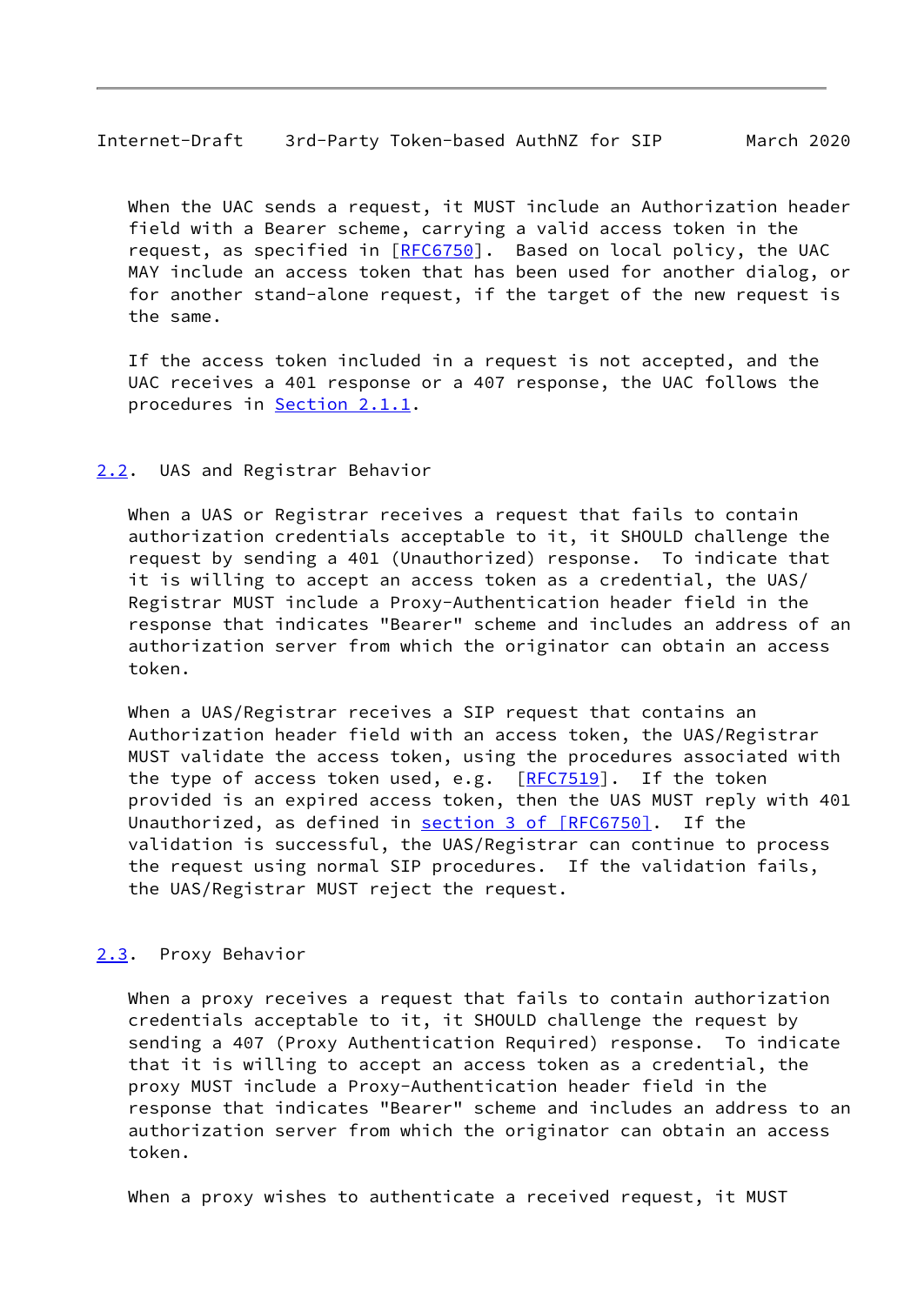When the UAC sends a request, it MUST include an Authorization header field with a Bearer scheme, carrying a valid access token in the request, as specified in [RFC6750]. Based on local policy, the UAC MAY include an access token that has been used for another dialog, or for another stand-alone request, if the target of the new request is the same.

If the access token included in a request is not accepted, and the UAC receives a 401 response or a 407 response, the UAC follows the procedures in Section 2.1.1.

## 2.2. UAS and Registrar Behavior

When a UAS or Registrar receives a request that fails to contain authorization credentials acceptable to it, it SHOULD challenge the request by sending a 401 (Unauthorized) response. To indicate that it is willing to accept an access token as a credential, the UAS/Registrar MUST include a Proxy-Authentication header field in the response that indicates "Bearer" scheme and includes an address of an authorization server from which the originator can obtain an access token.

When a UAS/Registrar receives a SIP request that contains an Authorization header field with an access token, the UAS/Registrar MUST validate the access token, using the procedures associated with the type of access token used, e.g. [RFC7519]. If the token provided is an expired access token, then the UAS MUST reply with 401 Unauthorized, as defined in section 3 of [RFC6750]. If the validation is successful, the UAS/Registrar can continue to process the request using normal SIP procedures. If the validation fails, the UAS/Registrar MUST reject the request.

## 2.3. Proxy Behavior

When a proxy receives a request that fails to contain authorization credentials acceptable to it, it SHOULD challenge the request by sending a 407 (Proxy Authentication Required) response. To indicate that it is willing to accept an access token as a credential, the proxy MUST include a Proxy-Authentication header field in the response that indicates "Bearer" scheme and includes an address to an authorization server from which the originator can obtain an access token.

When a proxy wishes to authenticate a received request, it MUST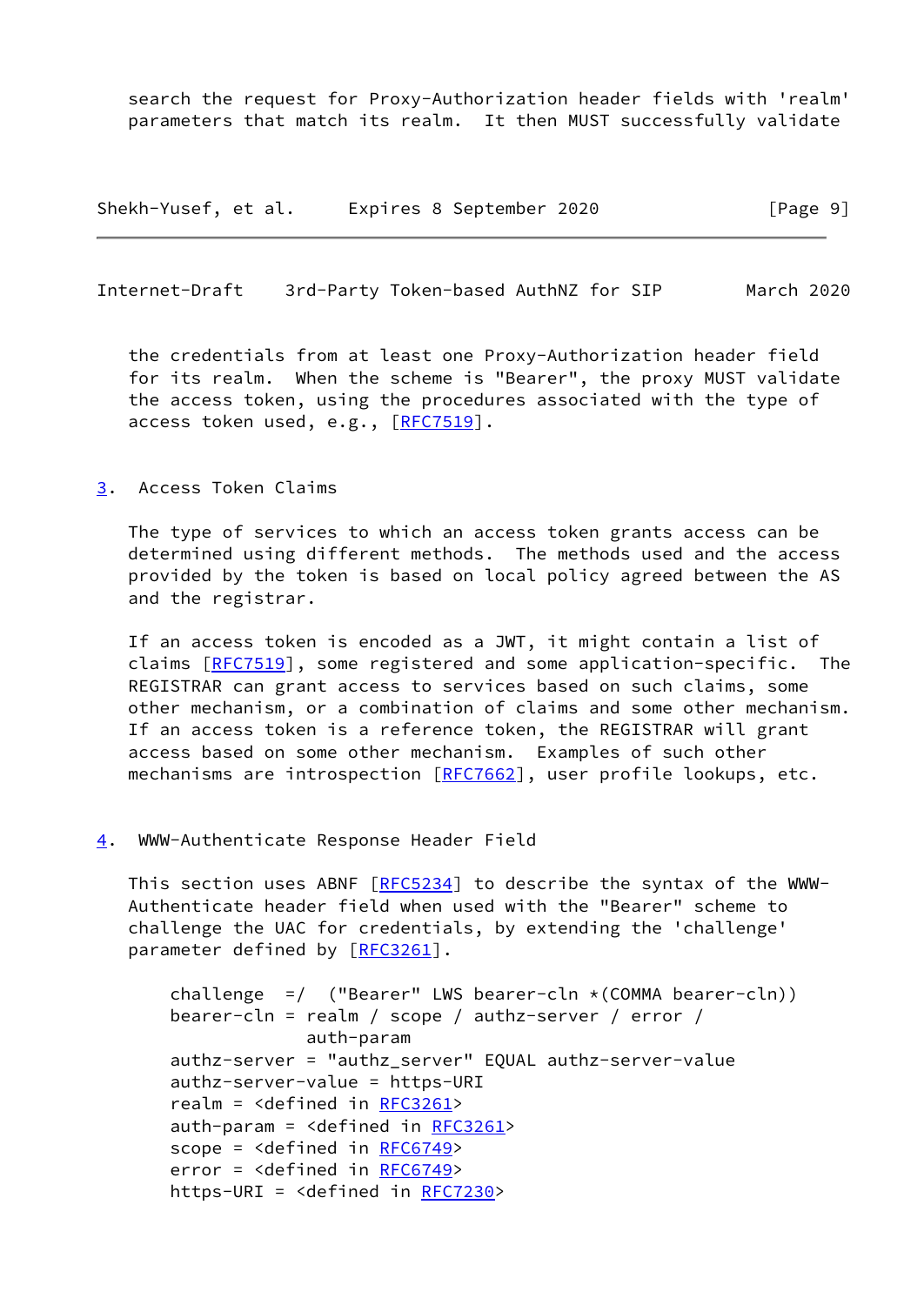search the request for Proxy-Authorization header fields with 'realm' parameters that match its realm. It then MUST successfully validate the credentials from at least one Proxy-Authorization header field for its realm. When the scheme is "Bearer", the proxy MUST validate the access token, using the procedures associated with the type of access token used, e.g., [RFC7519].

## 3. Access Token Claims

The type of services to which an access token grants access can be determined using different methods. The methods used and the access provided by the token is based on local policy agreed between the AS and the registrar.

If an access token is encoded as a JWT, it might contain a list of claims [RFC7519], some registered and some application-specific. The REGISTRAR can grant access to services based on such claims, some other mechanism, or a combination of claims and some other mechanism. If an access token is a reference token, the REGISTRAR will grant access based on some other mechanism. Examples of such other mechanisms are introspection [RFC7662], user profile lookups, etc.

## 4. WWW-Authenticate Response Header Field

This section uses ABNF [RFC5234] to describe the syntax of the WWW-Authenticate header field when used with the "Bearer" scheme to challenge the UAC for credentials, by extending the 'challenge' parameter defined by [RFC3261].

```
challenge  =/  ("Bearer" LWS bearer-cln *(COMMA bearer-cln))
bearer-cln = realm / scope / authz-server / error /
             auth-param
authz-server = "authz_server" EQUAL authz-server-value
authz-server-value = https-URI
realm = <defined in RFC3261>
auth-param = <defined in RFC3261>
scope = <defined in RFC6749>
error = <defined in RFC6749>
https-URI = <defined in RFC7230>
```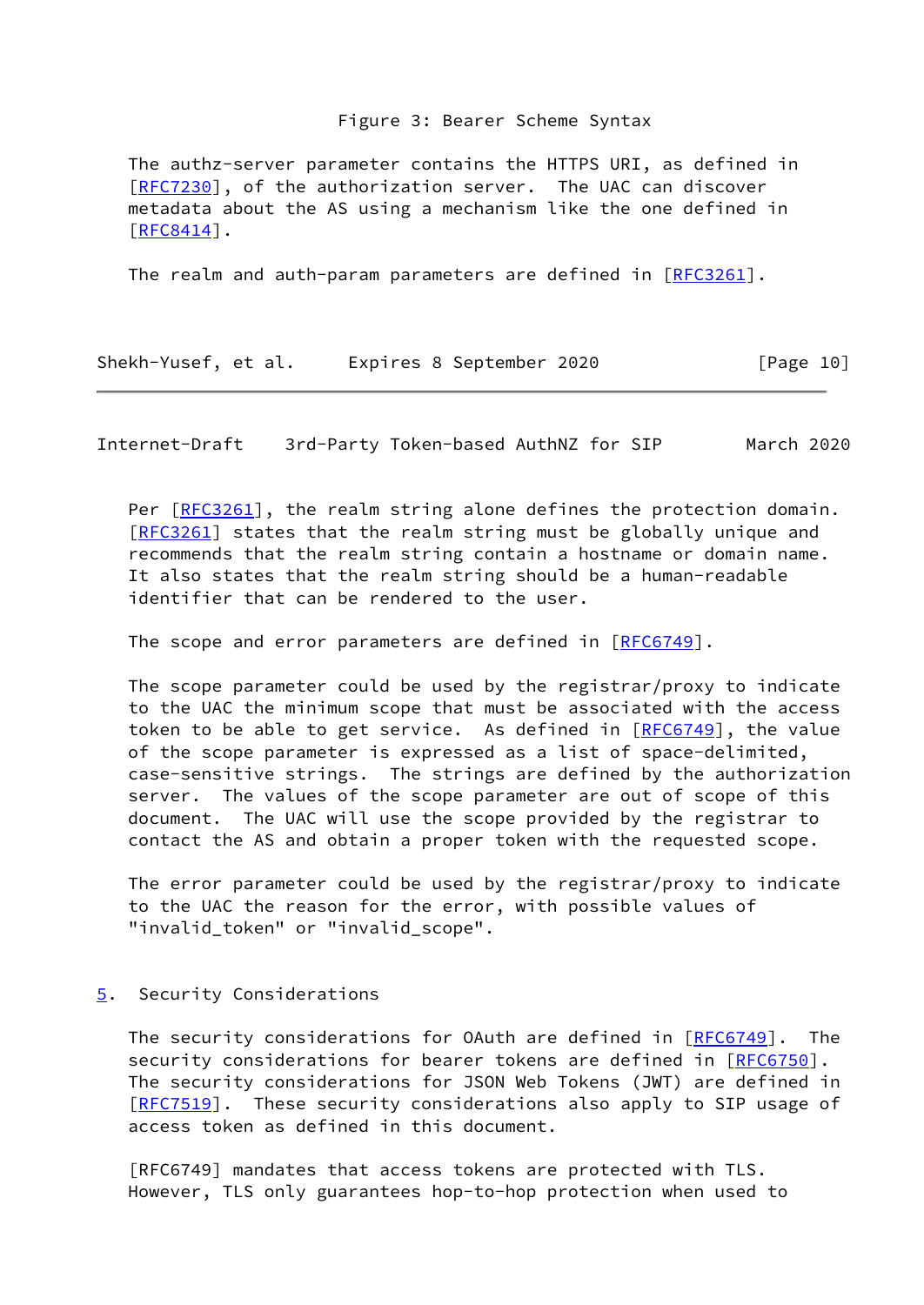Figure 3: Bearer Scheme Syntax

The authz-server parameter contains the HTTPS URI, as defined in [RFC7230], of the authorization server. The UAC can discover metadata about the AS using a mechanism like the one defined in [RFC8414].

The realm and auth-param parameters are defined in [RFC3261].

Per [RFC3261], the realm string alone defines the protection domain. [RFC3261] states that the realm string must be globally unique and recommends that the realm string contain a hostname or domain name. It also states that the realm string should be a human-readable identifier that can be rendered to the user.

The scope and error parameters are defined in [RFC6749].

The scope parameter could be used by the registrar/proxy to indicate to the UAC the minimum scope that must be associated with the access token to be able to get service. As defined in [RFC6749], the value of the scope parameter is expressed as a list of space-delimited, case-sensitive strings. The strings are defined by the authorization server. The values of the scope parameter are out of scope of this document. The UAC will use the scope provided by the registrar to contact the AS and obtain a proper token with the requested scope.

The error parameter could be used by the registrar/proxy to indicate to the UAC the reason for the error, with possible values of "invalid_token" or "invalid_scope".

## 5. Security Considerations

The security considerations for OAuth are defined in [RFC6749]. The security considerations for bearer tokens are defined in [RFC6750]. The security considerations for JSON Web Tokens (JWT) are defined in [RFC7519]. These security considerations also apply to SIP usage of access token as defined in this document.

[RFC6749] mandates that access tokens are protected with TLS. However, TLS only guarantees hop-to-hop protection when used to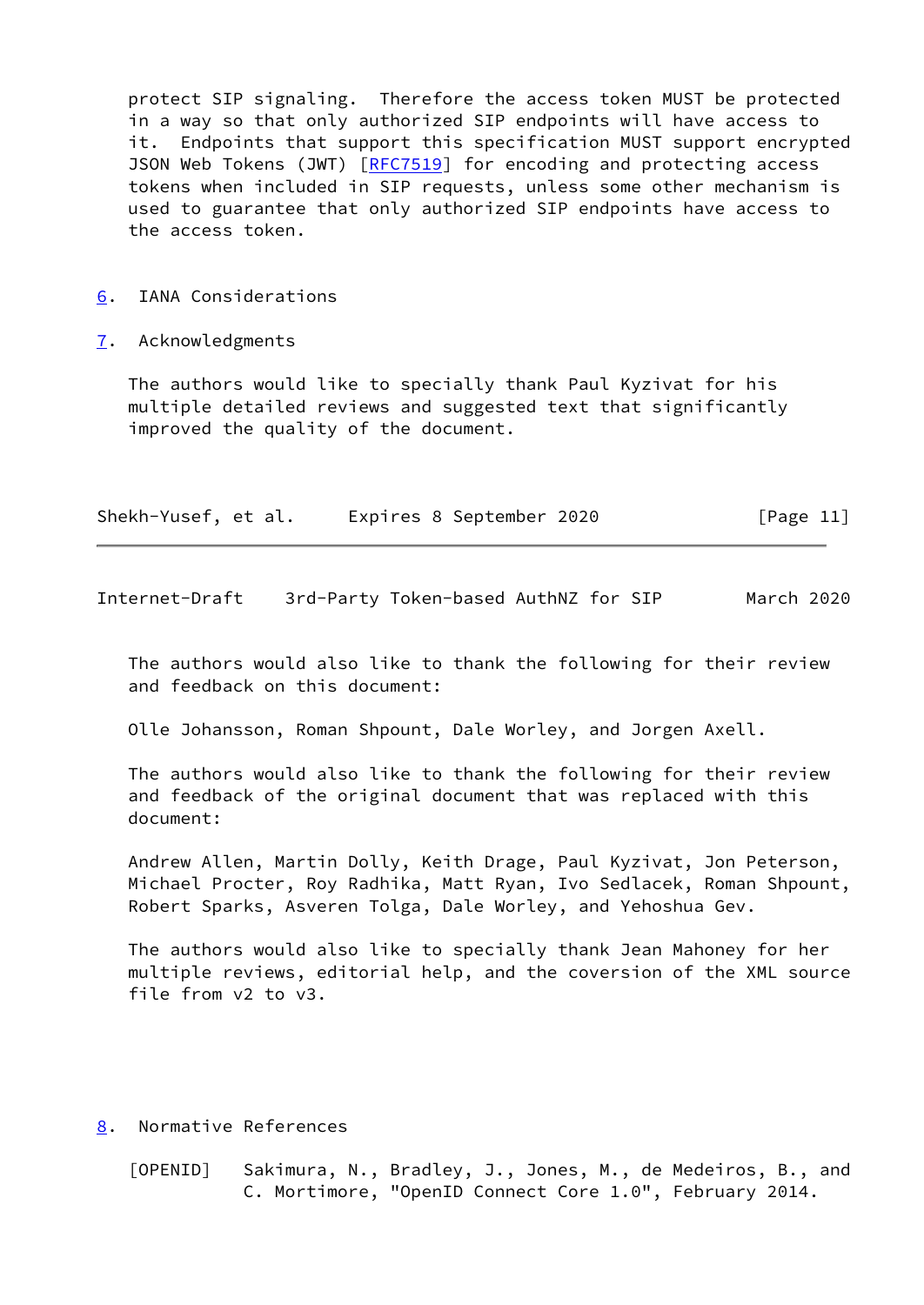protect SIP signaling. Therefore the access token MUST be protected in a way so that only authorized SIP endpoints will have access to it. Endpoints that support this specification MUST support encrypted JSON Web Tokens (JWT) [RFC7519] for encoding and protecting access tokens when included in SIP requests, unless some other mechanism is used to guarantee that only authorized SIP endpoints have access to the access token.

## 6. IANA Considerations

## 7. Acknowledgments

The authors would like to specially thank Paul Kyzivat for his multiple detailed reviews and suggested text that significantly improved the quality of the document.

The authors would also like to thank the following for their review and feedback on this document:

Olle Johansson, Roman Shpount, Dale Worley, and Jorgen Axell.

The authors would also like to thank the following for their review and feedback of the original document that was replaced with this document:

Andrew Allen, Martin Dolly, Keith Drage, Paul Kyzivat, Jon Peterson, Michael Procter, Roy Radhika, Matt Ryan, Ivo Sedlacek, Roman Shpount, Robert Sparks, Asveren Tolga, Dale Worley, and Yehoshua Gev.

The authors would also like to specially thank Jean Mahoney for her multiple reviews, editorial help, and the coversion of the XML source file from v2 to v3.

## 8. Normative References

[OPENID] Sakimura, N., Bradley, J., Jones, M., de Medeiros, B., and C. Mortimore, "OpenID Connect Core 1.0", February 2014.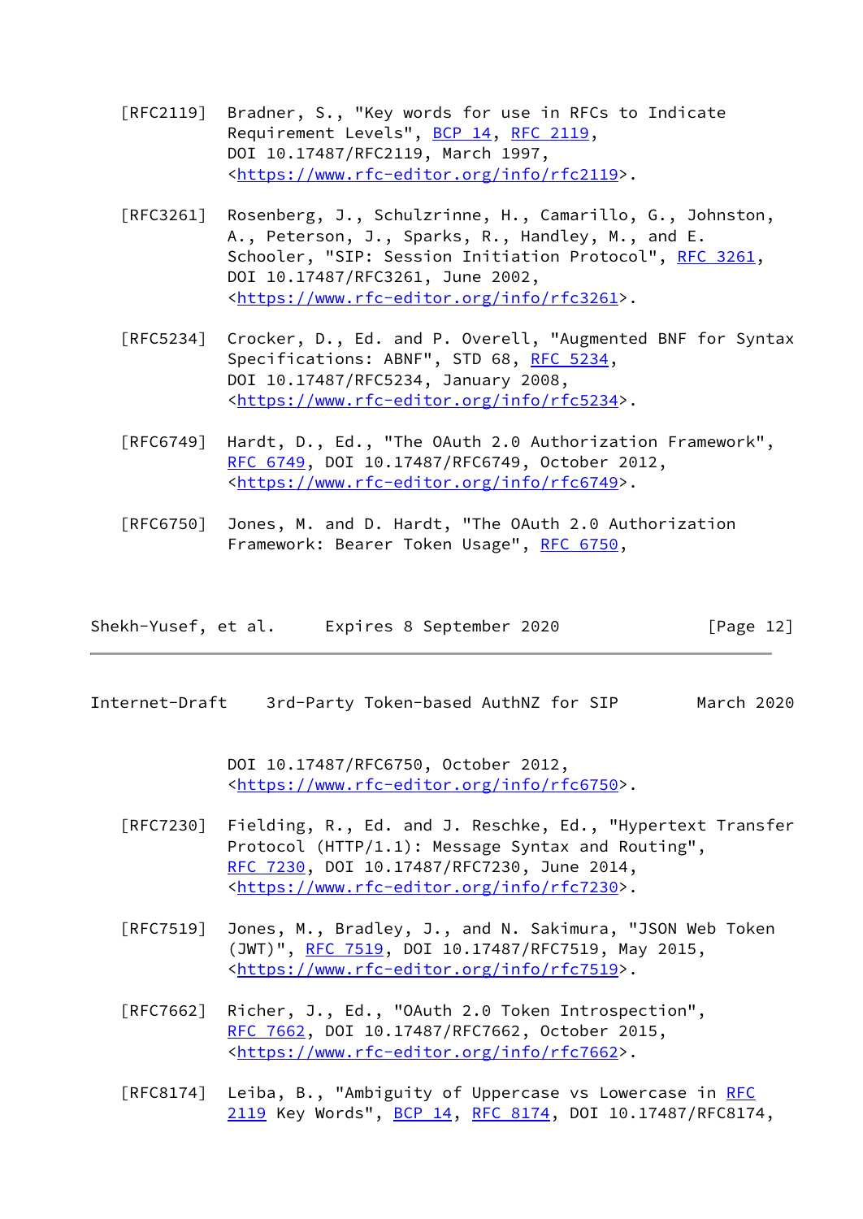[RFC2119] Bradner, S., "Key words for use in RFCs to Indicate Requirement Levels", BCP 14, RFC 2119, DOI 10.17487/RFC2119, March 1997, <https://www.rfc-editor.org/info/rfc2119>.

[RFC3261] Rosenberg, J., Schulzrinne, H., Camarillo, G., Johnston, A., Peterson, J., Sparks, R., Handley, M., and E. Schooler, "SIP: Session Initiation Protocol", RFC 3261, DOI 10.17487/RFC3261, June 2002, <https://www.rfc-editor.org/info/rfc3261>.

[RFC5234] Crocker, D., Ed. and P. Overell, "Augmented BNF for Syntax Specifications: ABNF", STD 68, RFC 5234, DOI 10.17487/RFC5234, January 2008, <https://www.rfc-editor.org/info/rfc5234>.

[RFC6749] Hardt, D., Ed., "The OAuth 2.0 Authorization Framework", RFC 6749, DOI 10.17487/RFC6749, October 2012, <https://www.rfc-editor.org/info/rfc6749>.

[RFC6750] Jones, M. and D. Hardt, "The OAuth 2.0 Authorization Framework: Bearer Token Usage", RFC 6750, DOI 10.17487/RFC6750, October 2012, <https://www.rfc-editor.org/info/rfc6750>.

[RFC7230] Fielding, R., Ed. and J. Reschke, Ed., "Hypertext Transfer Protocol (HTTP/1.1): Message Syntax and Routing", RFC 7230, DOI 10.17487/RFC7230, June 2014, <https://www.rfc-editor.org/info/rfc7230>.

[RFC7519] Jones, M., Bradley, J., and N. Sakimura, "JSON Web Token (JWT)", RFC 7519, DOI 10.17487/RFC7519, May 2015, <https://www.rfc-editor.org/info/rfc7519>.

[RFC7662] Richer, J., Ed., "OAuth 2.0 Token Introspection", RFC 7662, DOI 10.17487/RFC7662, October 2015, <https://www.rfc-editor.org/info/rfc7662>.

[RFC8174] Leiba, B., "Ambiguity of Uppercase vs Lowercase in RFC 2119 Key Words", BCP 14, RFC 8174, DOI 10.17487/RFC8174,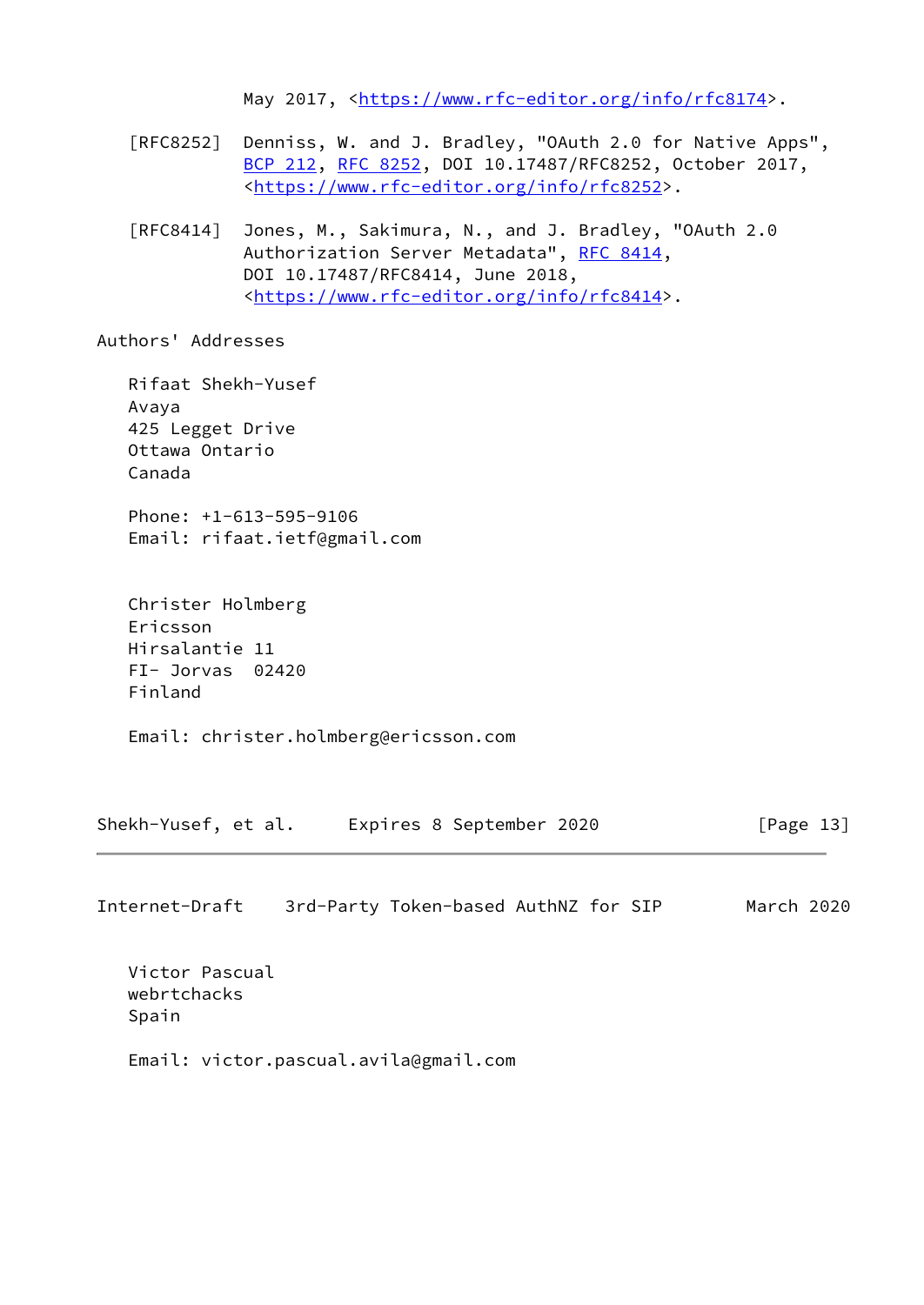May 2017, <https://www.rfc-editor.org/info/rfc8174>.

[RFC8252] Denniss, W. and J. Bradley, "OAuth 2.0 for Native Apps", BCP 212, RFC 8252, DOI 10.17487/RFC8252, October 2017, <https://www.rfc-editor.org/info/rfc8252>.

[RFC8414] Jones, M., Sakimura, N., and J. Bradley, "OAuth 2.0 Authorization Server Metadata", RFC 8414, DOI 10.17487/RFC8414, June 2018, <https://www.rfc-editor.org/info/rfc8414>.

## Authors' Addresses

Rifaat Shekh-Yusef
Avaya
425 Legget Drive
Ottawa Ontario
Canada

Phone: +1-613-595-9106
Email: rifaat.ietf@gmail.com

Christer Holmberg
Ericsson
Hirsalantie 11
FI- Jorvas  02420
Finland

Email: christer.holmberg@ericsson.com

Victor Pascual
webrtchacks
Spain

Email: victor.pascual.avila@gmail.com